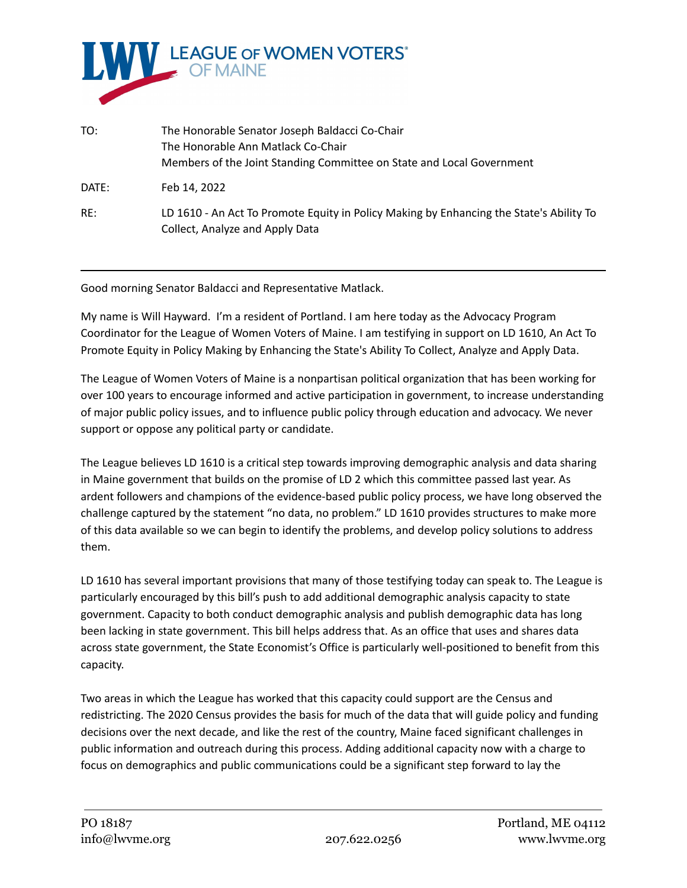LWV LEAGUE OF WOMEN VOTERS® OF MAINE

| | |
|---|---|
| TO: | The Honorable Senator Joseph Baldacci Co-Chair<br>The Honorable Ann Matlack Co-Chair<br>Members of the Joint Standing Committee on State and Local Government |
| DATE: | Feb 14, 2022 |
| RE: | LD 1610 - An Act To Promote Equity in Policy Making by Enhancing the State's Ability To Collect, Analyze and Apply Data |

---

Good morning Senator Baldacci and Representative Matlack.

My name is Will Hayward. I'm a resident of Portland. I am here today as the Advocacy Program Coordinator for the League of Women Voters of Maine. I am testifying in support on LD 1610, An Act To Promote Equity in Policy Making by Enhancing the State's Ability To Collect, Analyze and Apply Data.

The League of Women Voters of Maine is a nonpartisan political organization that has been working for over 100 years to encourage informed and active participation in government, to increase understanding of major public policy issues, and to influence public policy through education and advocacy. We never support or oppose any political party or candidate.

The League believes LD 1610 is a critical step towards improving demographic analysis and data sharing in Maine government that builds on the promise of LD 2 which this committee passed last year. As ardent followers and champions of the evidence-based public policy process, we have long observed the challenge captured by the statement "no data, no problem." LD 1610 provides structures to make more of this data available so we can begin to identify the problems, and develop policy solutions to address them.

LD 1610 has several important provisions that many of those testifying today can speak to. The League is particularly encouraged by this bill's push to add additional demographic analysis capacity to state government. Capacity to both conduct demographic analysis and publish demographic data has long been lacking in state government. This bill helps address that. As an office that uses and shares data across state government, the State Economist's Office is particularly well-positioned to benefit from this capacity.

Two areas in which the League has worked that this capacity could support are the Census and redistricting. The 2020 Census provides the basis for much of the data that will guide policy and funding decisions over the next decade, and like the rest of the country, Maine faced significant challenges in public information and outreach during this process. Adding additional capacity now with a charge to focus on demographics and public communications could be a significant step forward to lay the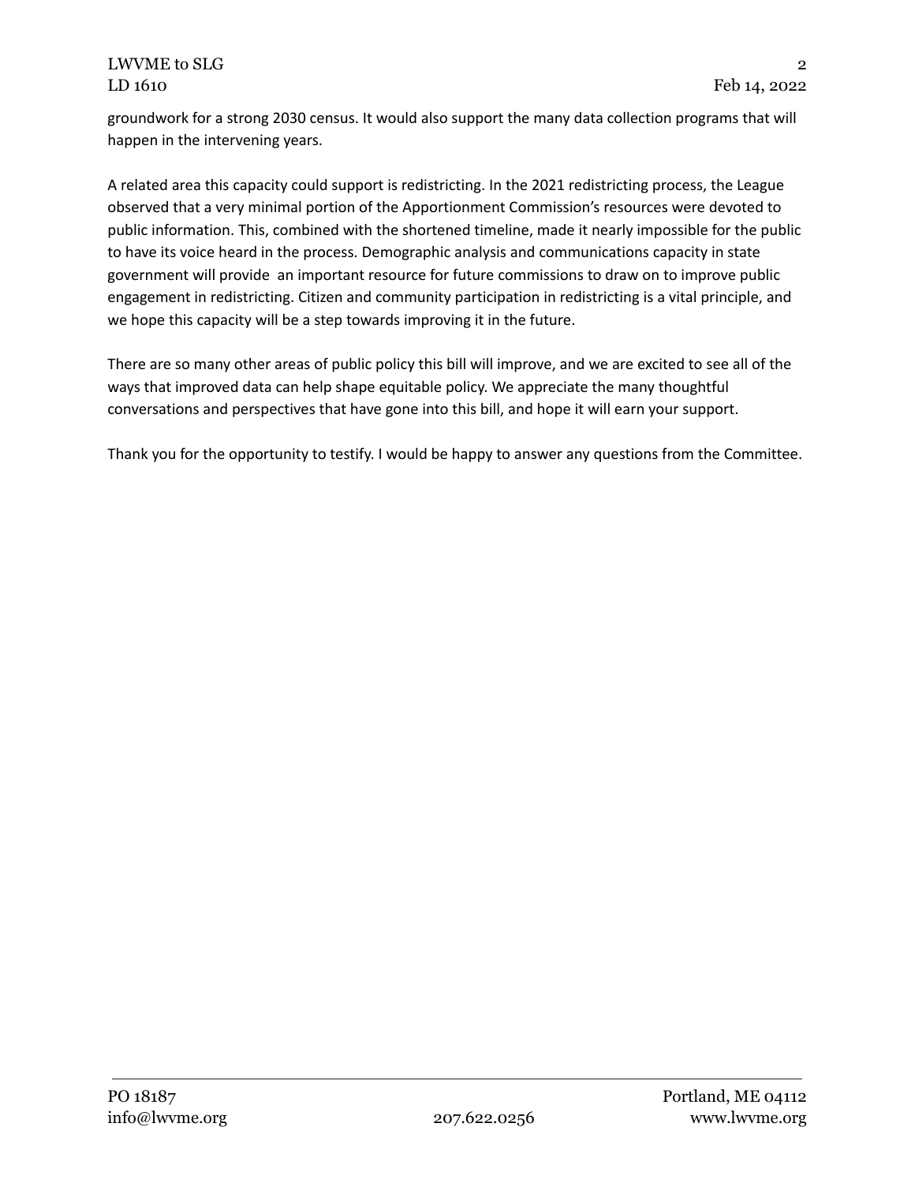groundwork for a strong 2030 census. It would also support the many data collection programs that will happen in the intervening years.

A related area this capacity could support is redistricting. In the 2021 redistricting process, the League observed that a very minimal portion of the Apportionment Commission's resources were devoted to public information. This, combined with the shortened timeline, made it nearly impossible for the public to have its voice heard in the process. Demographic analysis and communications capacity in state government will provide an important resource for future commissions to draw on to improve public engagement in redistricting. Citizen and community participation in redistricting is a vital principle, and we hope this capacity will be a step towards improving it in the future.

There are so many other areas of public policy this bill will improve, and we are excited to see all of the ways that improved data can help shape equitable policy. We appreciate the many thoughtful conversations and perspectives that have gone into this bill, and hope it will earn your support.

Thank you for the opportunity to testify. I would be happy to answer any questions from the Committee.